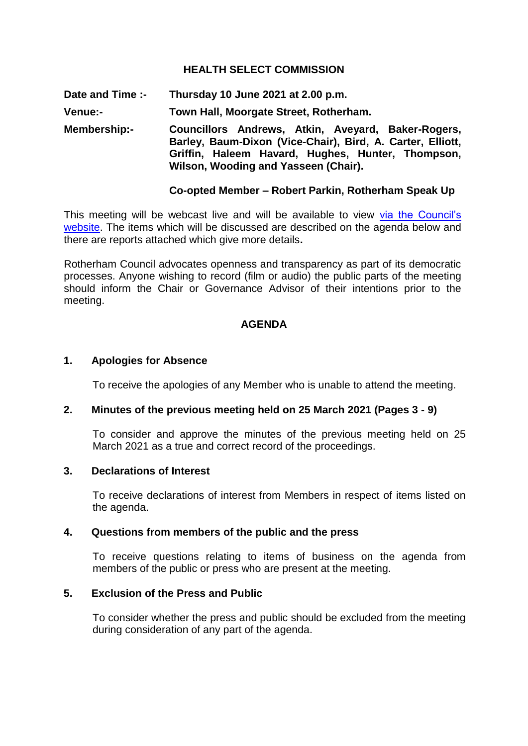# HEALTH SELECT COMMISSION

**Date and Time :-** **Thursday 10 June 2021 at 2.00 p.m.**

**Venue:-** **Town Hall, Moorgate Street, Rotherham.**

**Membership:-** **Councillors Andrews, Atkin, Aveyard, Baker-Rogers, Barley, Baum-Dixon (Vice-Chair), Bird, A. Carter, Elliott, Griffin, Haleem Havard, Hughes, Hunter, Thompson, Wilson, Wooding and Yasseen (Chair).**

**Co-opted Member – Robert Parkin, Rotherham Speak Up**

This meeting will be webcast live and will be available to view via the Council's website. The items which will be discussed are described on the agenda below and there are reports attached which give more details**.**

Rotherham Council advocates openness and transparency as part of its democratic processes. Anyone wishing to record (film or audio) the public parts of the meeting should inform the Chair or Governance Advisor of their intentions prior to the meeting.

## AGENDA

### 1. Apologies for Absence

To receive the apologies of any Member who is unable to attend the meeting.

### 2. Minutes of the previous meeting held on 25 March 2021 (Pages 3 - 9)

To consider and approve the minutes of the previous meeting held on 25 March 2021 as a true and correct record of the proceedings.

### 3. Declarations of Interest

To receive declarations of interest from Members in respect of items listed on the agenda.

### 4. Questions from members of the public and the press

To receive questions relating to items of business on the agenda from members of the public or press who are present at the meeting.

### 5. Exclusion of the Press and Public

To consider whether the press and public should be excluded from the meeting during consideration of any part of the agenda.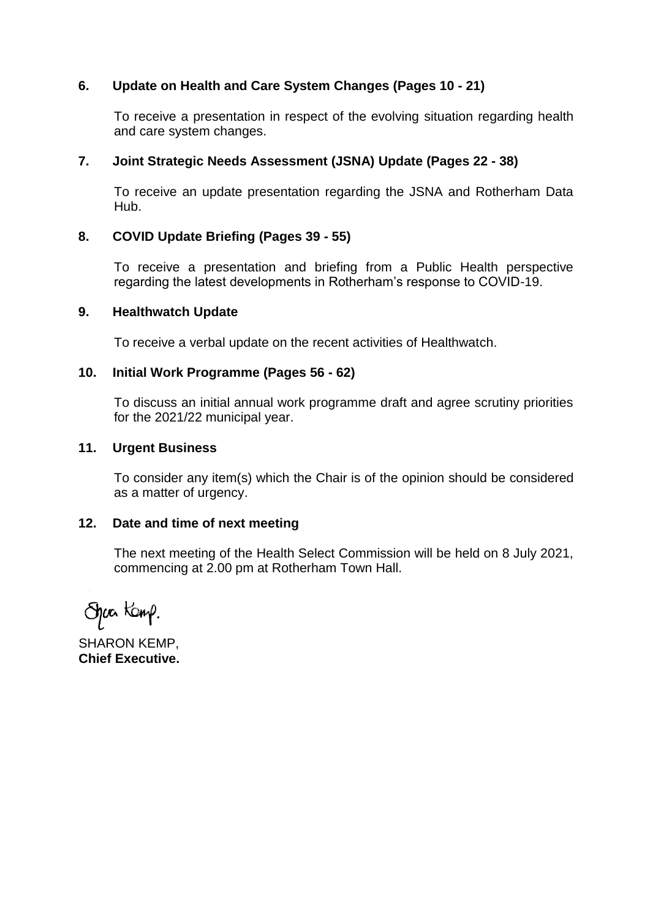**6. Update on Health and Care System Changes (Pages 10 - 21)**

To receive a presentation in respect of the evolving situation regarding health and care system changes.

**7. Joint Strategic Needs Assessment (JSNA) Update (Pages 22 - 38)**

To receive an update presentation regarding the JSNA and Rotherham Data Hub.

**8. COVID Update Briefing (Pages 39 - 55)**

To receive a presentation and briefing from a Public Health perspective regarding the latest developments in Rotherham's response to COVID-19.

**9. Healthwatch Update**

To receive a verbal update on the recent activities of Healthwatch.

**10. Initial Work Programme (Pages 56 - 62)**

To discuss an initial annual work programme draft and agree scrutiny priorities for the 2021/22 municipal year.

**11. Urgent Business**

To consider any item(s) which the Chair is of the opinion should be considered as a matter of urgency.

**12. Date and time of next meeting**

The next meeting of the Health Select Commission will be held on 8 July 2021, commencing at 2.00 pm at Rotherham Town Hall.

Sharon Kemp.

SHARON KEMP,
**Chief Executive.**